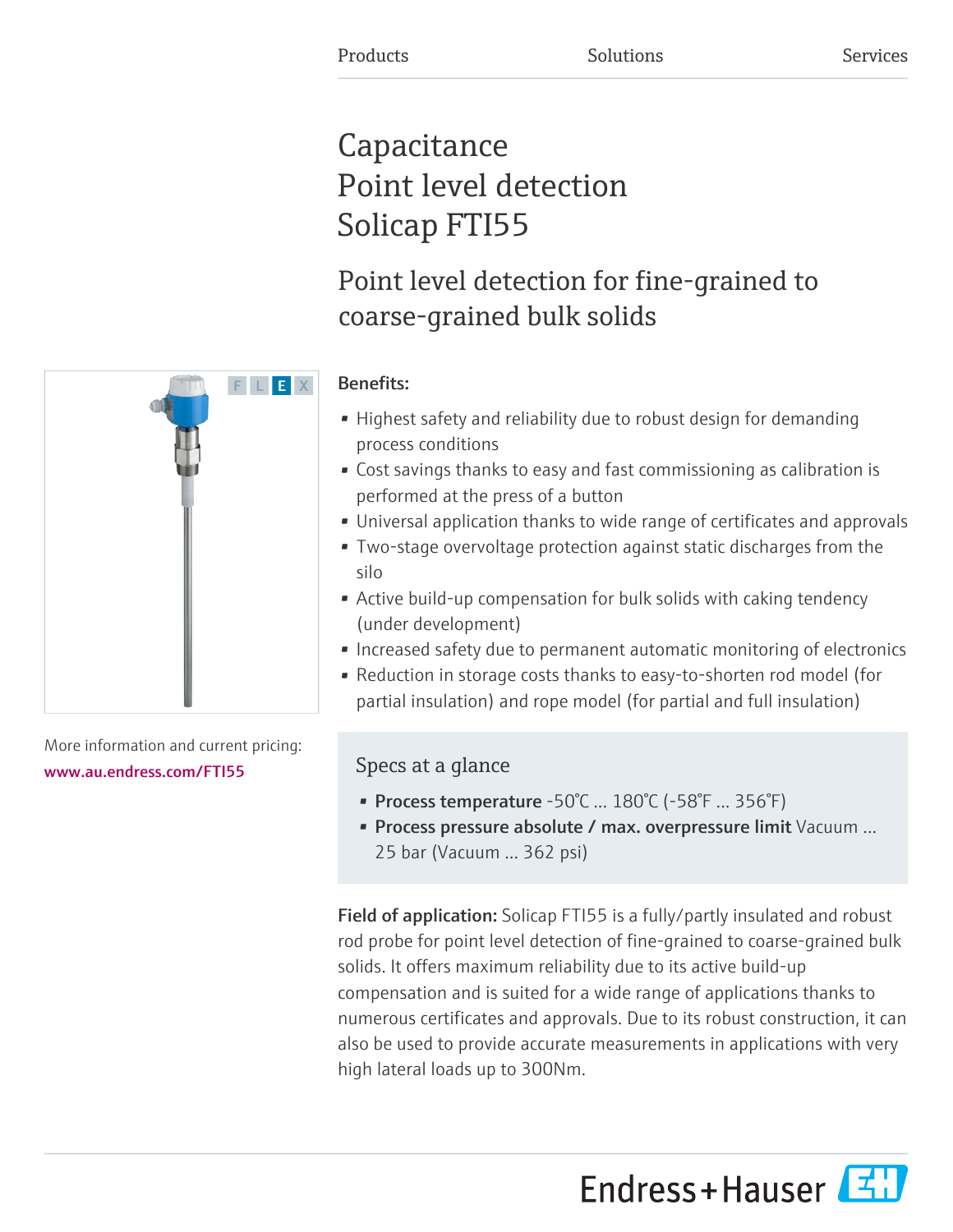Products Solutions Services

# Capacitance Point level detection Solicap FTI55

## Point level detection for fine-grained to coarse-grained bulk solids

**Benefits:**

- Highest safety and reliability due to robust design for demanding process conditions
- Cost savings thanks to easy and fast commissioning as calibration is performed at the press of a button
- Universal application thanks to wide range of certificates and approvals
- Two-stage overvoltage protection against static discharges from the silo
- Active build-up compensation for bulk solids with caking tendency (under development)
- Increased safety due to permanent automatic monitoring of electronics
- Reduction in storage costs thanks to easy-to-shorten rod model (for partial insulation) and rope model (for partial and full insulation)

More information and current pricing:
www.au.endress.com/FTI55

### Specs at a glance

- **Process temperature** -50°C ... 180°C (-58°F ... 356°F)
- **Process pressure absolute / max. overpressure limit** Vacuum ... 25 bar (Vacuum ... 362 psi)

**Field of application:** Solicap FTI55 is a fully/partly insulated and robust rod probe for point level detection of fine-grained to coarse-grained bulk solids. It offers maximum reliability due to its active build-up compensation and is suited for a wide range of applications thanks to numerous certificates and approvals. Due to its robust construction, it can also be used to provide accurate measurements in applications with very high lateral loads up to 300Nm.

Endress+Hauser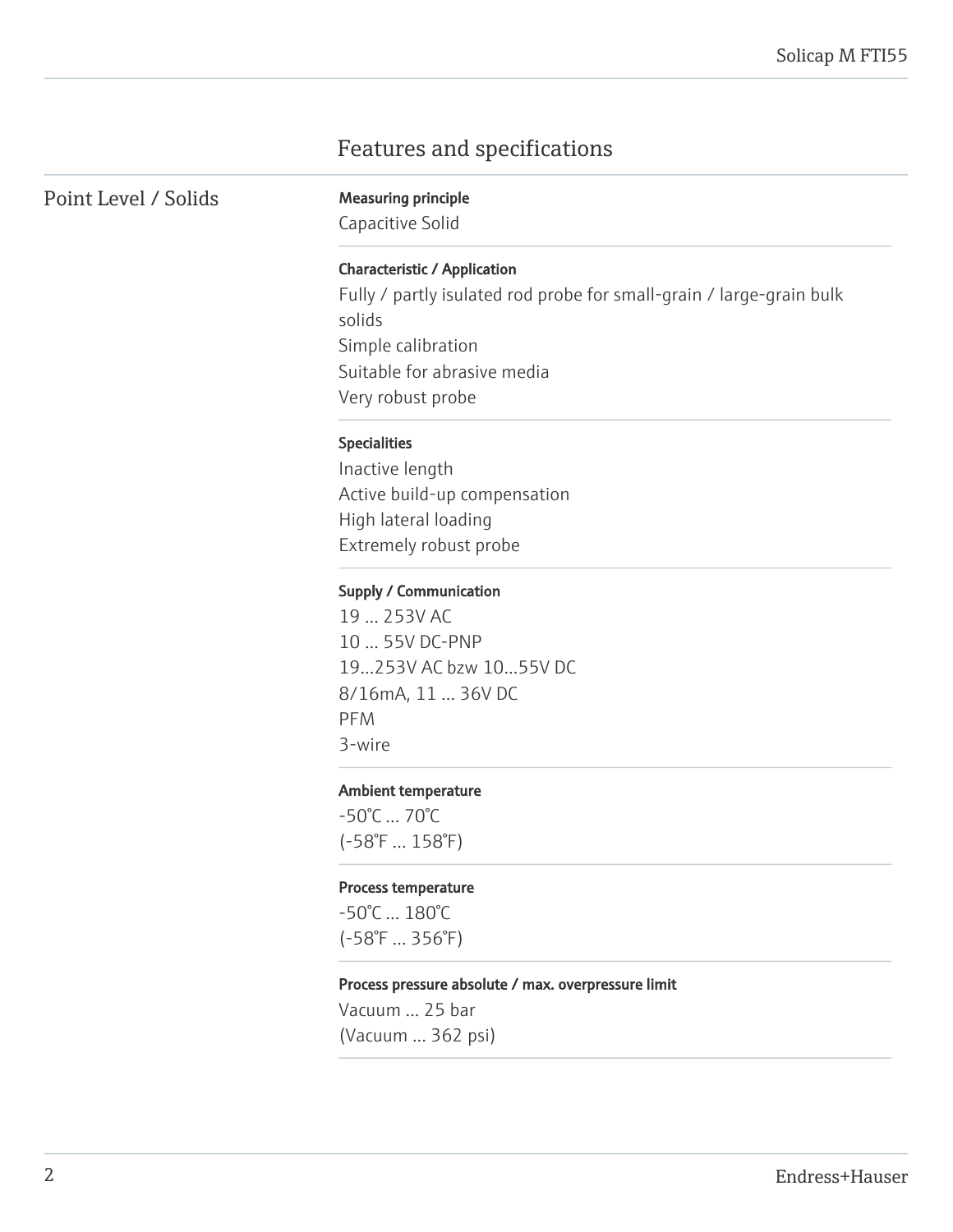# Features and specifications

## Point Level / Solids

**Measuring principle**

Capacitive Solid

**Characteristic / Application**

Fully / partly isulated rod probe for small-grain / large-grain bulk solids
Simple calibration
Suitable for abrasive media
Very robust probe

**Specialities**

Inactive length
Active build-up compensation
High lateral loading
Extremely robust probe

**Supply / Communication**

19 ... 253V AC
10 ... 55V DC-PNP
19...253V AC bzw 10...55V DC
8/16mA, 11 ... 36V DC
PFM
3-wire

**Ambient temperature**

-50°C ... 70°C
(-58°F ... 158°F)

**Process temperature**

-50°C ... 180°C
(-58°F ... 356°F)

**Process pressure absolute / max. overpressure limit**

Vacuum ... 25 bar
(Vacuum ... 362 psi)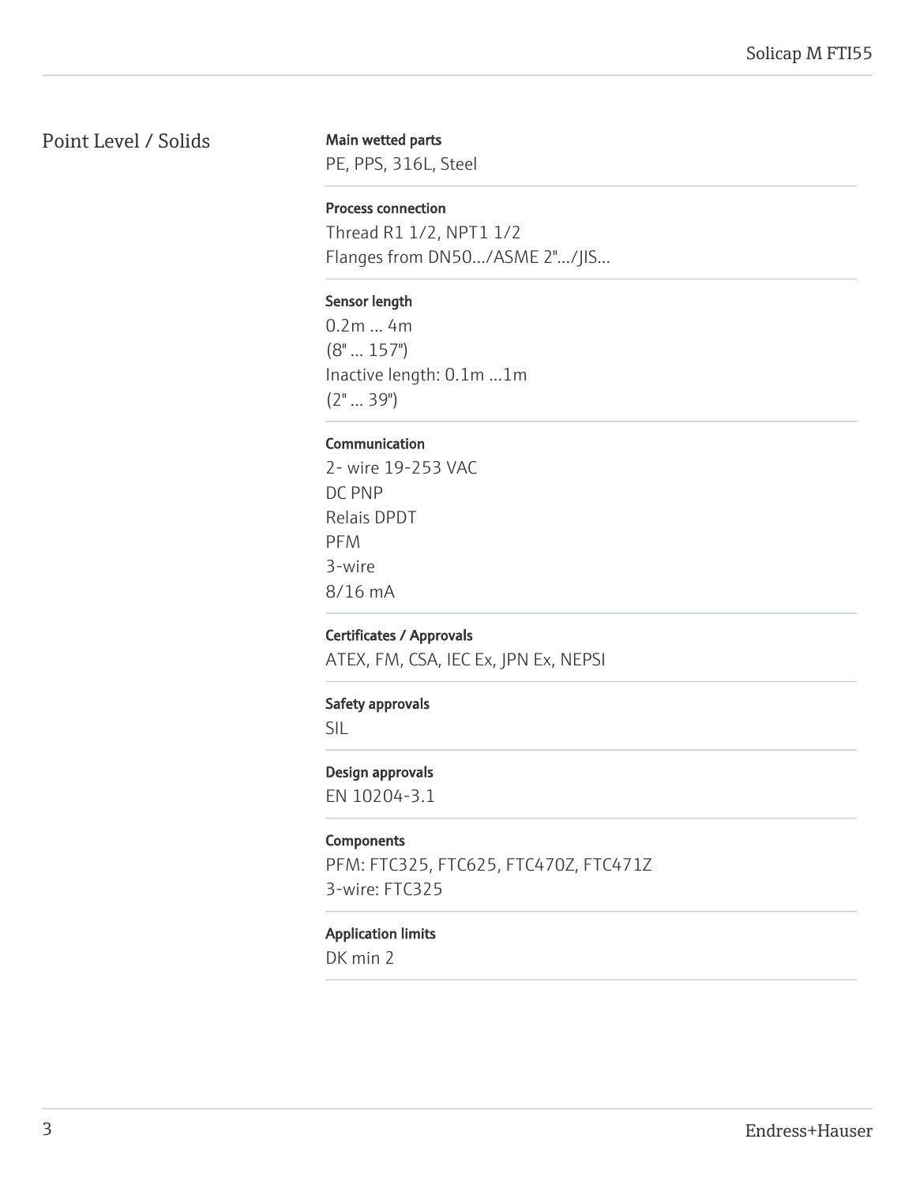## Point Level / Solids

**Main wetted parts**

PE, PPS, 316L, Steel

**Process connection**

Thread R1 1/2, NPT1 1/2
Flanges from DN50.../ASME 2".../JIS...

**Sensor length**

0.2m ... 4m
(8" ... 157")
Inactive length: 0.1m ...1m
(2" ... 39")

**Communication**

2- wire 19-253 VAC
DC PNP
Relais DPDT
PFM
3-wire
8/16 mA

**Certificates / Approvals**

ATEX, FM, CSA, IEC Ex, JPN Ex, NEPSI

**Safety approvals**

SIL

**Design approvals**

EN 10204-3.1

**Components**

PFM: FTC325, FTC625, FTC470Z, FTC471Z
3-wire: FTC325

**Application limits**

DK min 2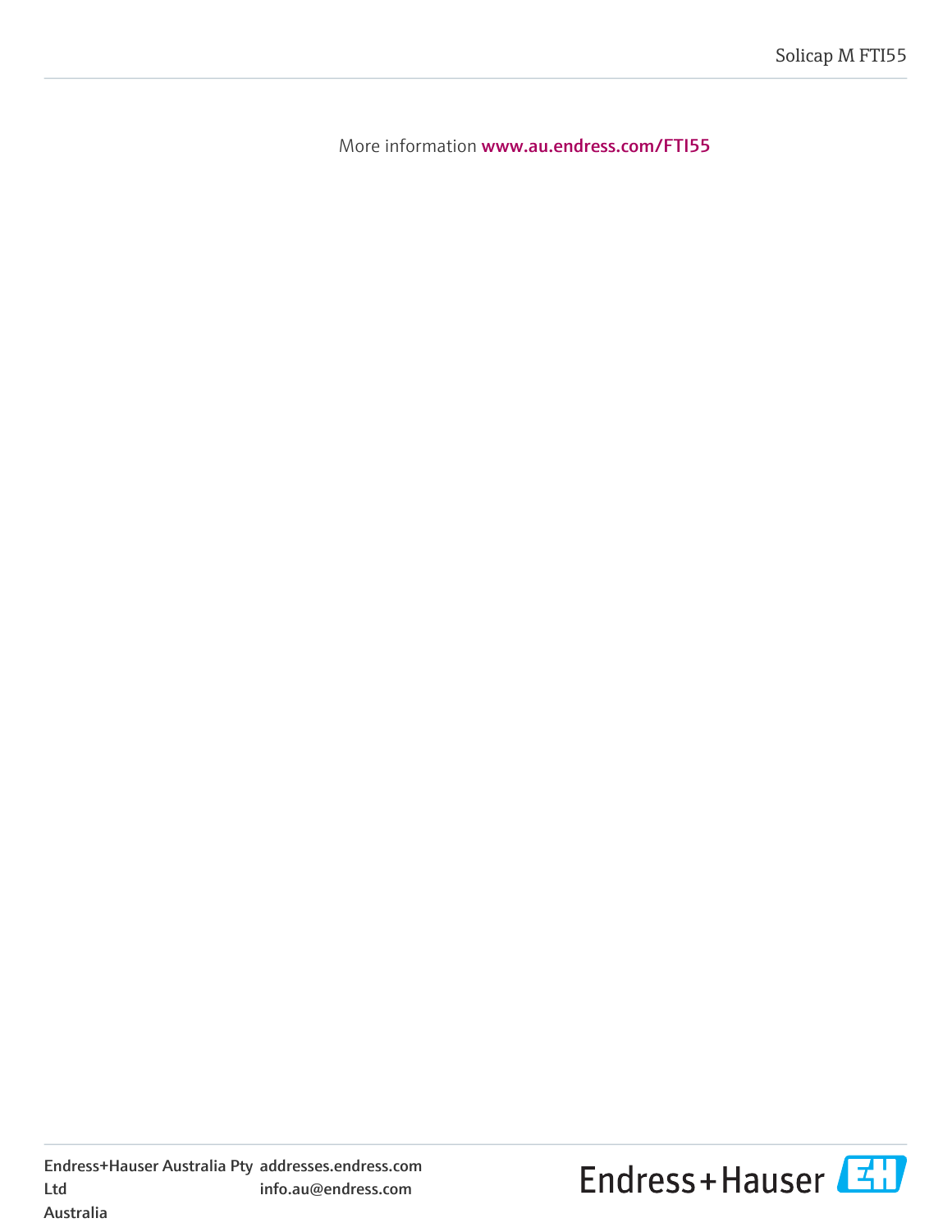More information **www.au.endress.com/FTI55**

**Endress+Hauser Australia Pty Ltd**
**Australia**

**addresses.endress.com**
**info.au@endress.com**

Endress+Hauser